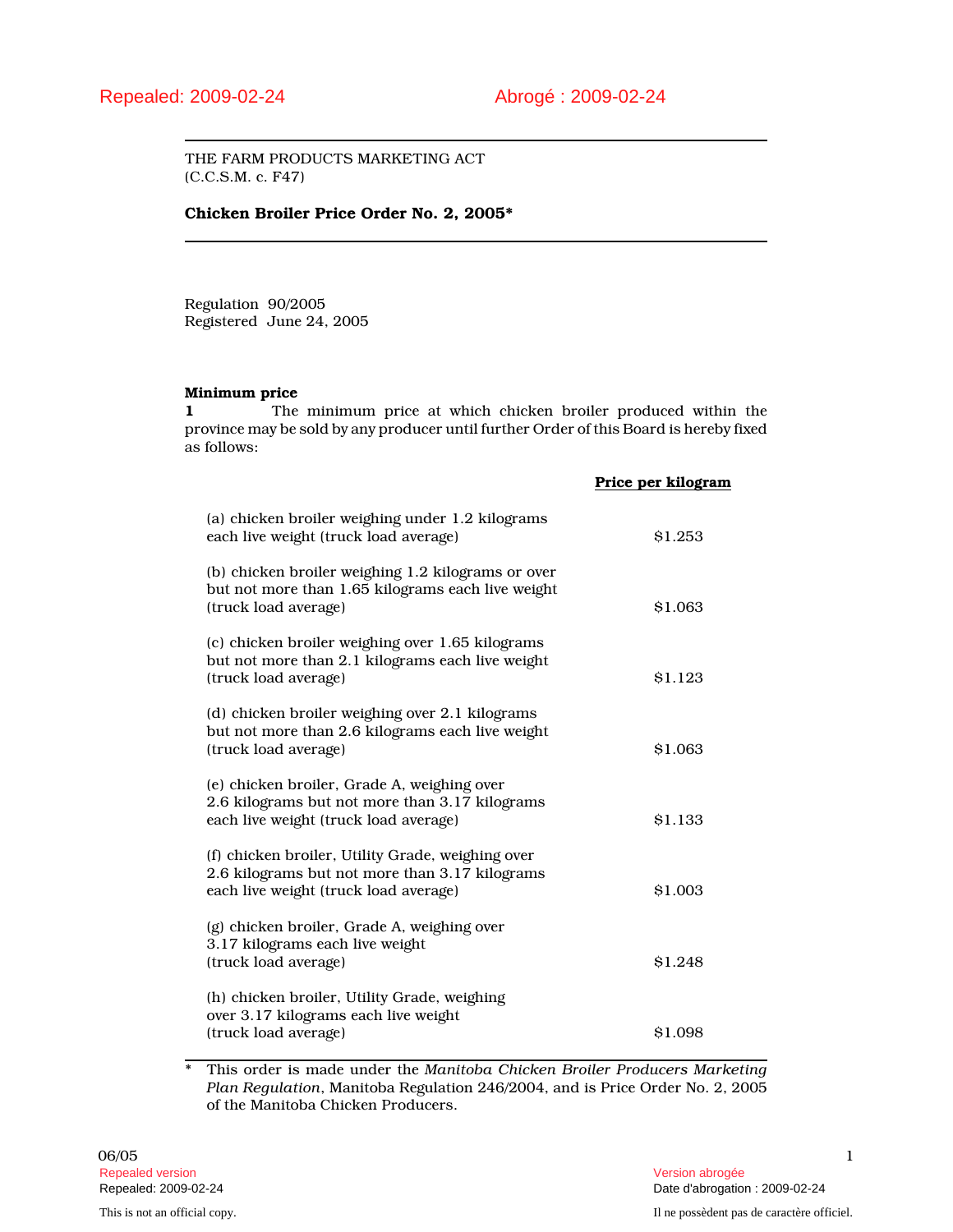Repealed: 2009-02-24 Abrogé : 2009-02-24

THE FARM PRODUCTS MARKETING ACT
(C.C.S.M. c. F47)

**Chicken Broiler Price Order No. 2, 2005***

Regulation 90/2005
Registered June 24, 2005

**Minimum price**

**1** The minimum price at which chicken broiler produced within the province may be sold by any producer until further Order of this Board is hereby fixed as follows:

| | **Price per kilogram** |
|---|---|
| (a) chicken broiler weighing under 1.2 kilograms each live weight (truck load average) | $1.253 |
| (b) chicken broiler weighing 1.2 kilograms or over but not more than 1.65 kilograms each live weight (truck load average) | $1.063 |
| (c) chicken broiler weighing over 1.65 kilograms but not more than 2.1 kilograms each live weight (truck load average) | $1.123 |
| (d) chicken broiler weighing over 2.1 kilograms but not more than 2.6 kilograms each live weight (truck load average) | $1.063 |
| (e) chicken broiler, Grade A, weighing over 2.6 kilograms but not more than 3.17 kilograms each live weight (truck load average) | $1.133 |
| (f) chicken broiler, Utility Grade, weighing over 2.6 kilograms but not more than 3.17 kilograms each live weight (truck load average) | $1.003 |
| (g) chicken broiler, Grade A, weighing over 3.17 kilograms each live weight (truck load average) | $1.248 |
| (h) chicken broiler, Utility Grade, weighing over 3.17 kilograms each live weight (truck load average) | $1.098 |

\* This order is made under the *Manitoba Chicken Broiler Producers Marketing Plan Regulation*, Manitoba Regulation 246/2004, and is Price Order No. 2, 2005 of the Manitoba Chicken Producers.

06/05

Repealed version — Version abrogée
Repealed: 2009-02-24 — Date d'abrogation : 2009-02-24

This is not an official copy. — Il ne possèdent pas de caractère officiel.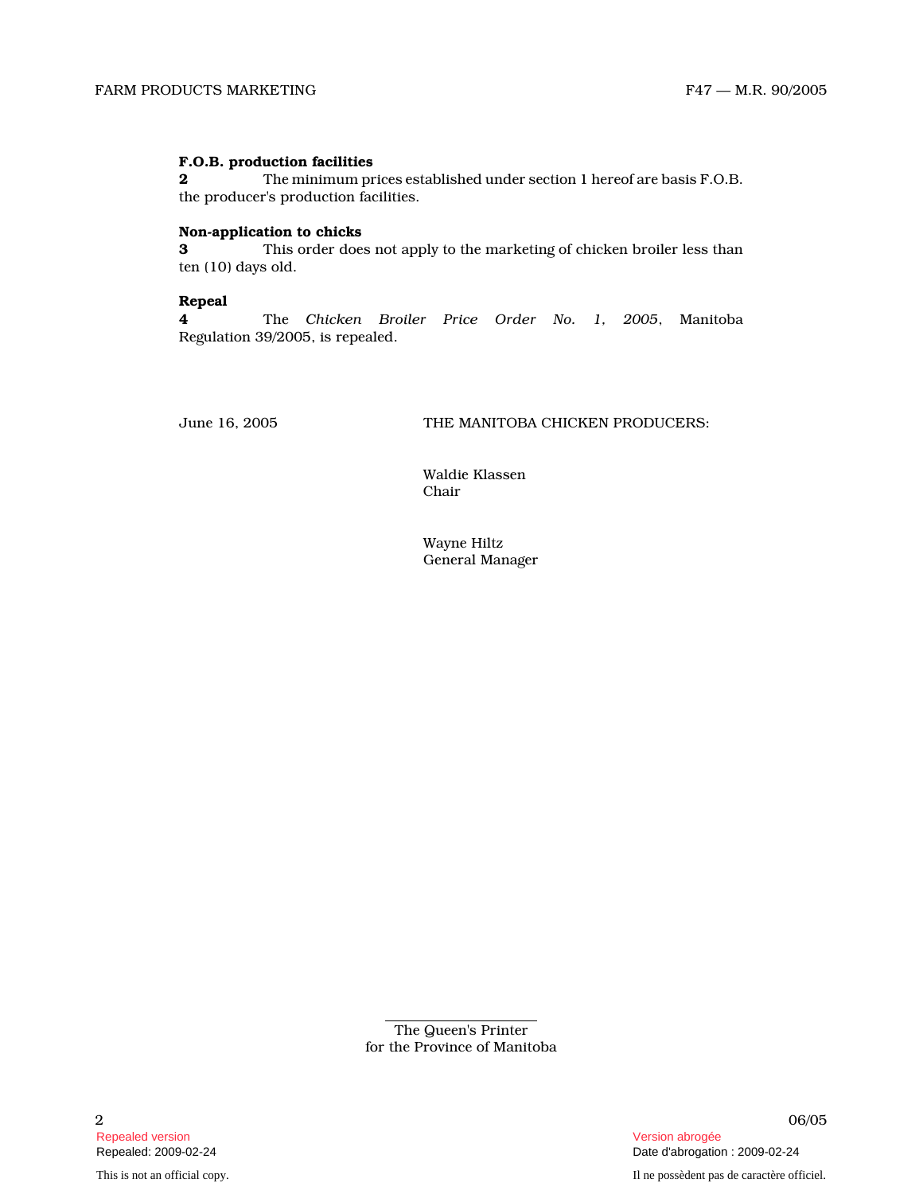**F.O.B. production facilities**

**2** The minimum prices established under section 1 hereof are basis F.O.B. the producer's production facilities.

**Non-application to chicks**

**3** This order does not apply to the marketing of chicken broiler less than ten (10) days old.

**Repeal**

**4** The *Chicken Broiler Price Order No. 1, 2005*, Manitoba Regulation 39/2005, is repealed.

June 16, 2005

THE MANITOBA CHICKEN PRODUCERS:

Waldie Klassen
Chair

Wayne Hiltz
General Manager

The Queen's Printer
for the Province of Manitoba

Repealed version
Repealed: 2009-02-24

Version abrogée
Date d'abrogation : 2009-02-24

This is not an official copy.

Il ne possèdent pas de caractère officiel.